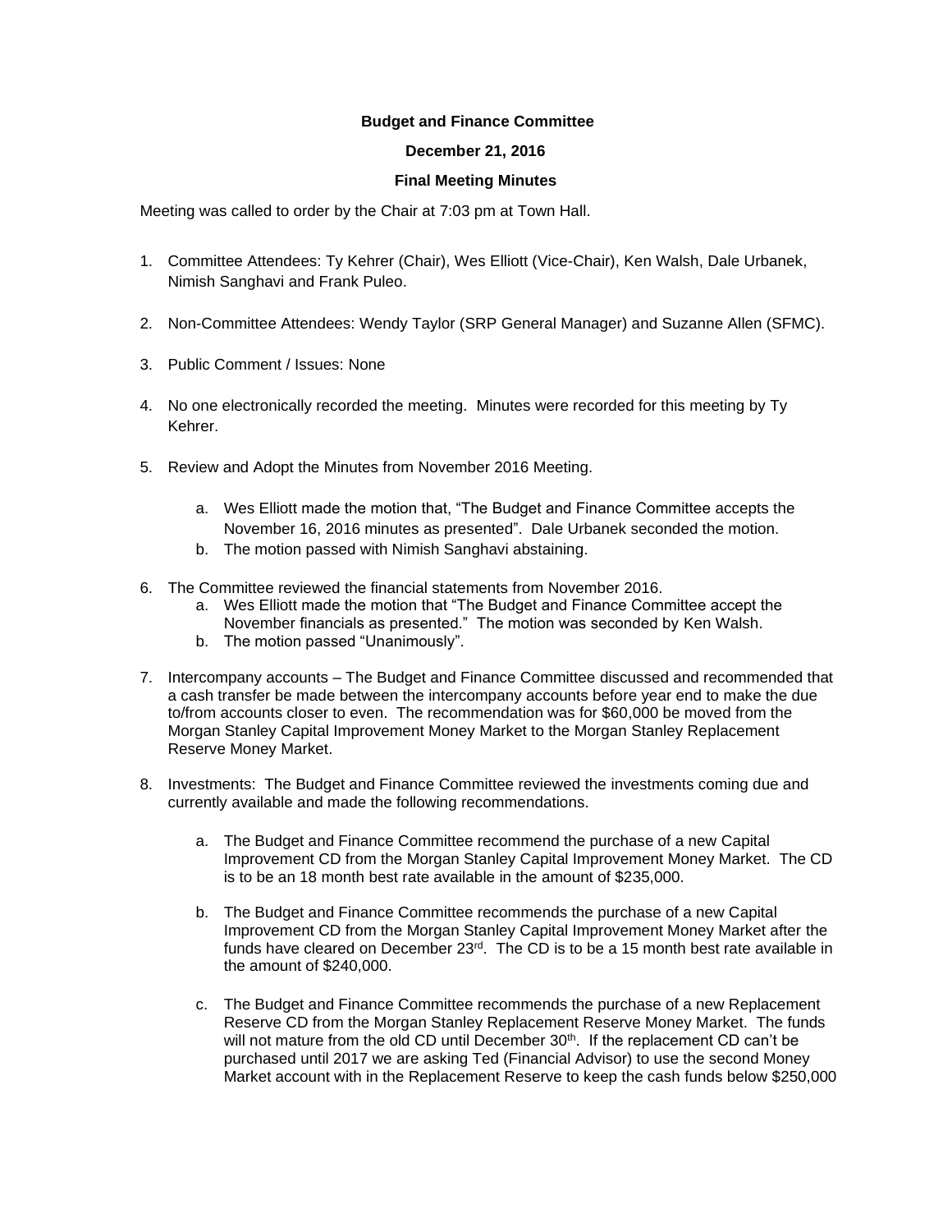**Budget and Finance Committee**

**December 21, 2016**

**Final Meeting Minutes**

Meeting was called to order by the Chair at 7:03 pm at Town Hall.

1. Committee Attendees: Ty Kehrer (Chair), Wes Elliott (Vice-Chair), Ken Walsh, Dale Urbanek, Nimish Sanghavi and Frank Puleo.

2. Non-Committee Attendees: Wendy Taylor (SRP General Manager) and Suzanne Allen (SFMC).

3. Public Comment / Issues: None

4. No one electronically recorded the meeting. Minutes were recorded for this meeting by Ty Kehrer.

5. Review and Adopt the Minutes from November 2016 Meeting.

   a. Wes Elliott made the motion that, "The Budget and Finance Committee accepts the November 16, 2016 minutes as presented". Dale Urbanek seconded the motion.
   b. The motion passed with Nimish Sanghavi abstaining.

6. The Committee reviewed the financial statements from November 2016.
   a. Wes Elliott made the motion that "The Budget and Finance Committee accept the November financials as presented." The motion was seconded by Ken Walsh.
   b. The motion passed "Unanimously".

7. Intercompany accounts – The Budget and Finance Committee discussed and recommended that a cash transfer be made between the intercompany accounts before year end to make the due to/from accounts closer to even. The recommendation was for $60,000 be moved from the Morgan Stanley Capital Improvement Money Market to the Morgan Stanley Replacement Reserve Money Market.

8. Investments: The Budget and Finance Committee reviewed the investments coming due and currently available and made the following recommendations.

   a. The Budget and Finance Committee recommend the purchase of a new Capital Improvement CD from the Morgan Stanley Capital Improvement Money Market. The CD is to be an 18 month best rate available in the amount of $235,000.

   b. The Budget and Finance Committee recommends the purchase of a new Capital Improvement CD from the Morgan Stanley Capital Improvement Money Market after the funds have cleared on December 23rd. The CD is to be a 15 month best rate available in the amount of $240,000.

   c. The Budget and Finance Committee recommends the purchase of a new Replacement Reserve CD from the Morgan Stanley Replacement Reserve Money Market. The funds will not mature from the old CD until December 30th. If the replacement CD can't be purchased until 2017 we are asking Ted (Financial Advisor) to use the second Money Market account with in the Replacement Reserve to keep the cash funds below $250,000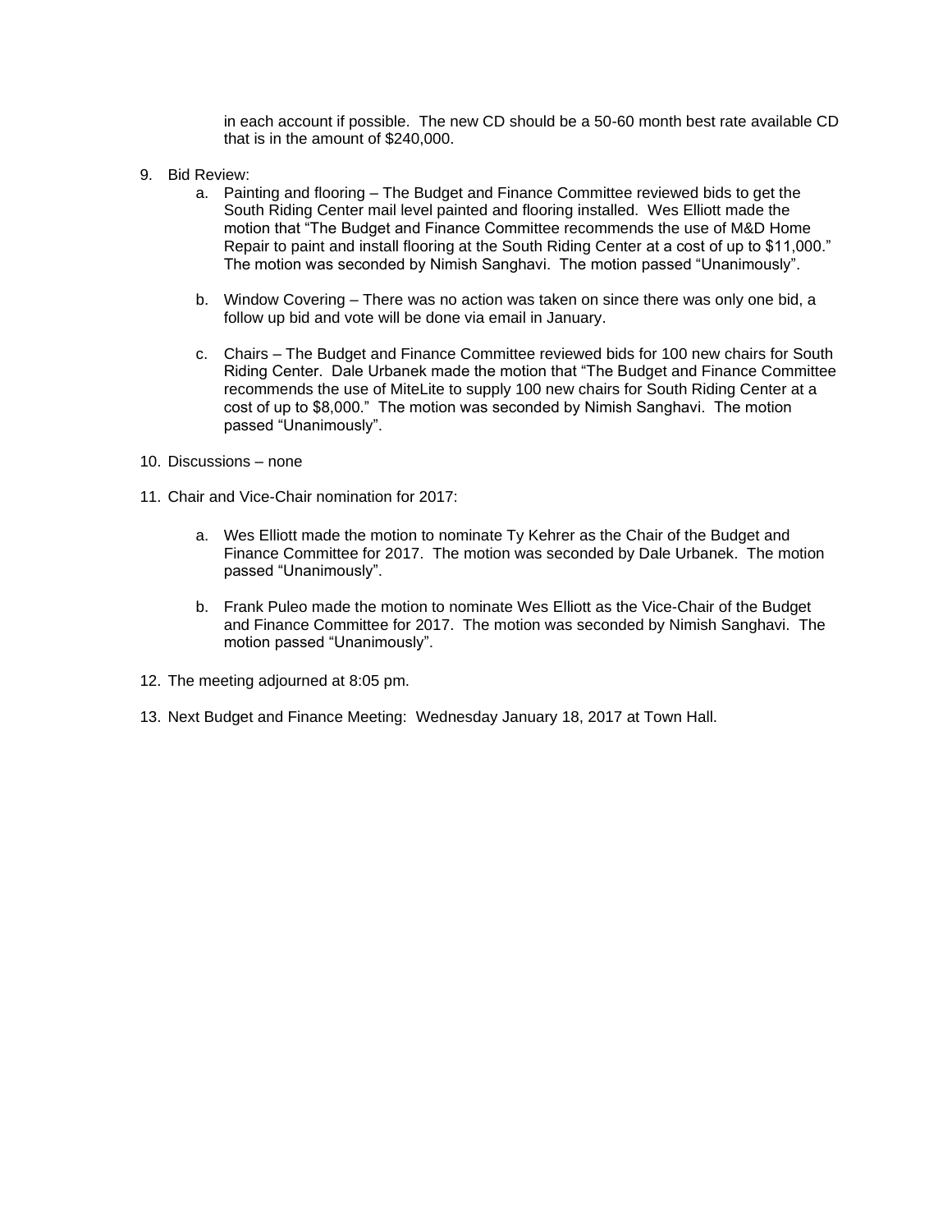in each account if possible. The new CD should be a 50-60 month best rate available CD that is in the amount of $240,000.

9. Bid Review:
    a. Painting and flooring – The Budget and Finance Committee reviewed bids to get the South Riding Center mail level painted and flooring installed. Wes Elliott made the motion that "The Budget and Finance Committee recommends the use of M&D Home Repair to paint and install flooring at the South Riding Center at a cost of up to $11,000." The motion was seconded by Nimish Sanghavi. The motion passed "Unanimously".

    b. Window Covering – There was no action was taken on since there was only one bid, a follow up bid and vote will be done via email in January.

    c. Chairs – The Budget and Finance Committee reviewed bids for 100 new chairs for South Riding Center. Dale Urbanek made the motion that "The Budget and Finance Committee recommends the use of MiteLite to supply 100 new chairs for South Riding Center at a cost of up to $8,000." The motion was seconded by Nimish Sanghavi. The motion passed "Unanimously".

10. Discussions – none

11. Chair and Vice-Chair nomination for 2017:

    a. Wes Elliott made the motion to nominate Ty Kehrer as the Chair of the Budget and Finance Committee for 2017. The motion was seconded by Dale Urbanek. The motion passed "Unanimously".

    b. Frank Puleo made the motion to nominate Wes Elliott as the Vice-Chair of the Budget and Finance Committee for 2017. The motion was seconded by Nimish Sanghavi. The motion passed "Unanimously".

12. The meeting adjourned at 8:05 pm.

13. Next Budget and Finance Meeting: Wednesday January 18, 2017 at Town Hall.